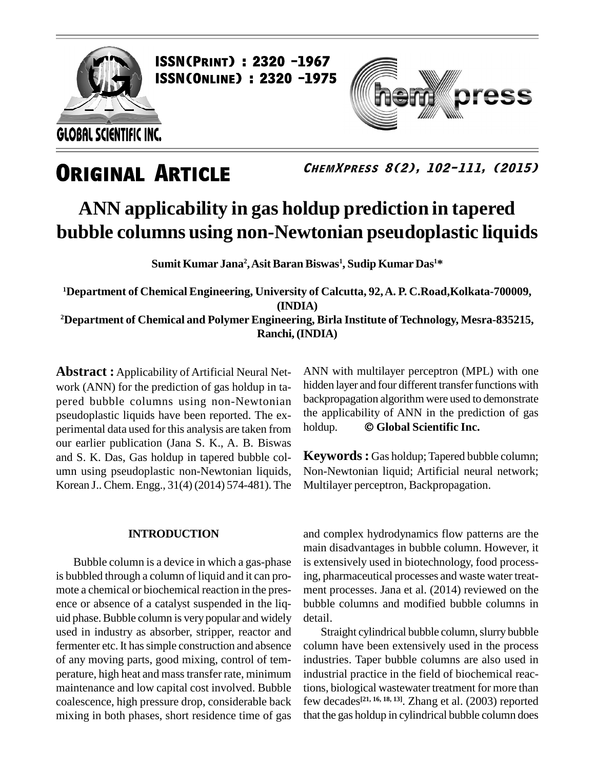ISSN(PRINT) : 2320 -1967
ISSN(ONLINE) : 2320 -1975

GLOBAL SCIENTIFIC INC.

# ORIGINAL ARTICLE

# ANN applicability in gas holdup prediction in tapered bubble columns using non-Newtonian pseudoplastic liquids

**Sumit Kumar Jana[2], Asit Baran Biswas[1], Sudip Kumar Das[1]***

**[1]Department of Chemical Engineering, University of Calcutta, 92, A. P. C.Road,Kolkata-700009, (INDIA)**
**[2]Department of Chemical and Polymer Engineering, Birla Institute of Technology, Mesra-835215, Ranchi, (INDIA)**

**Abstract :** Applicability of Artificial Neural Network (ANN) for the prediction of gas holdup in tapered bubble columns using non-Newtonian pseudoplastic liquids have been reported. The experimental data used for this analysis are taken from our earlier publication (Jana S. K., A. B. Biswas and S. K. Das, Gas holdup in tapered bubble column using pseudoplastic non-Newtonian liquids, Korean J.. Chem. Engg., 31(4) (2014) 574-481). The ANN with multilayer perceptron (MPL) with one hidden layer and four different transfer functions with backpropagation algorithm were used to demonstrate the applicability of ANN in the prediction of gas holdup. **© Global Scientific Inc.**

**Keywords :** Gas holdup; Tapered bubble column; Non-Newtonian liquid; Artificial neural network; Multilayer perceptron, Backpropagation.

## INTRODUCTION

Bubble column is a device in which a gas-phase is bubbled through a column of liquid and it can promote a chemical or biochemical reaction in the presence or absence of a catalyst suspended in the liquid phase. Bubble column is very popular and widely used in industry as absorber, stripper, reactor and fermenter etc. It has simple construction and absence of any moving parts, good mixing, control of temperature, high heat and mass transfer rate, minimum maintenance and low capital cost involved. Bubble coalescence, high pressure drop, considerable back mixing in both phases, short residence time of gas and complex hydrodynamics flow patterns are the main disadvantages in bubble column. However, it is extensively used in biotechnology, food processing, pharmaceutical processes and waste water treatment processes. Jana et al. (2014) reviewed on the bubble columns and modified bubble columns in detail.

Straight cylindrical bubble column, slurry bubble column have been extensively used in the process industries. Taper bubble columns are also used in industrial practice in the field of biochemical reactions, biological wastewater treatment for more than few decades[21, 16, 18, 13]. Zhang et al. (2003) reported that the gas holdup in cylindrical bubble column does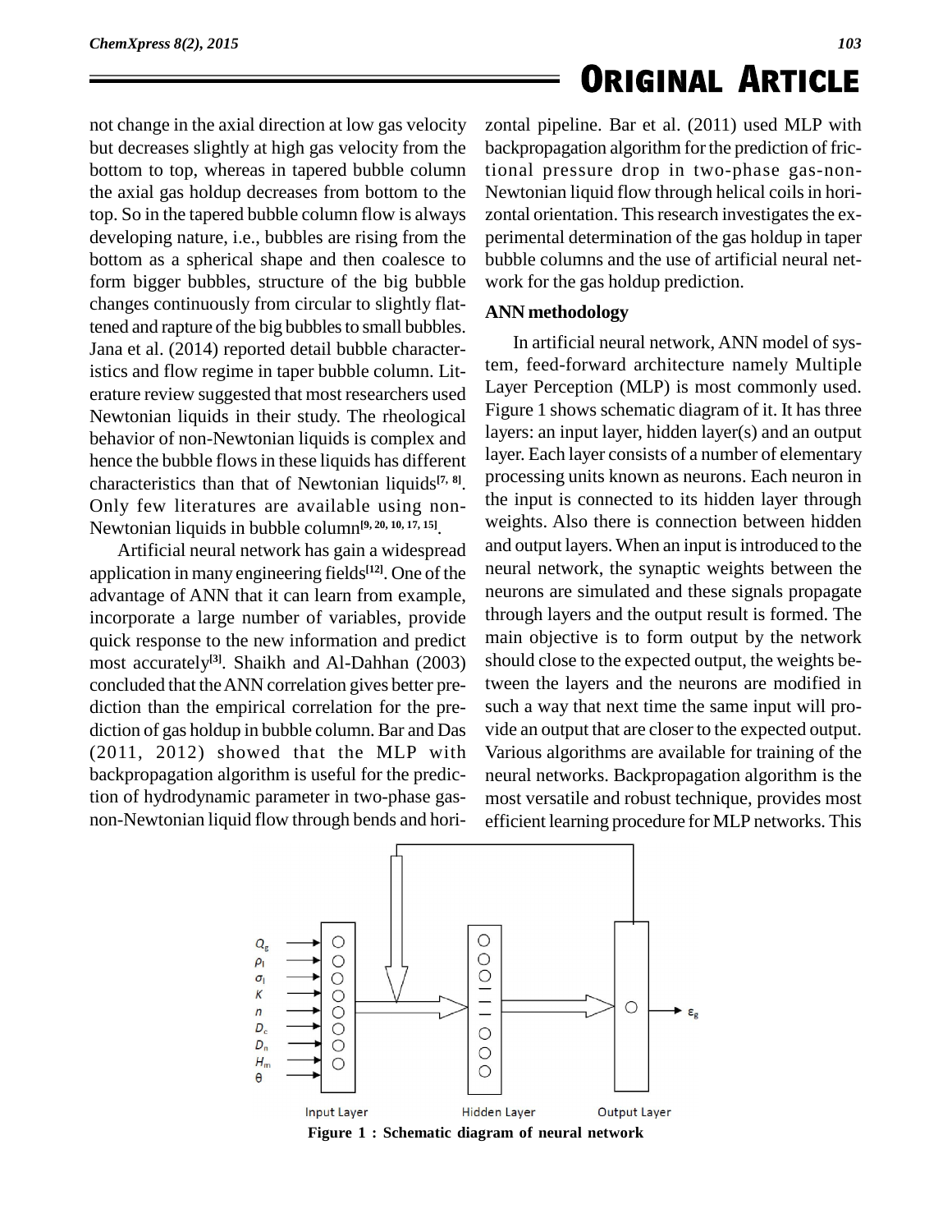not change in the axial direction at low gas velocity but decreases slightly at high gas velocity from the bottom to top, whereas in tapered bubble column the axial gas holdup decreases from bottom to the top. So in the tapered bubble column flow is always developing nature, i.e., bubbles are rising from the bottom as a spherical shape and then coalesce to form bigger bubbles, structure of the big bubble changes continuously from circular to slightly flattened and rapture of the big bubbles to small bubbles. Jana et al. (2014) reported detail bubble characteristics and flow regime in taper bubble column. Literature review suggested that most researchers used Newtonian liquids in their study. The rheological behavior of non-Newtonian liquids is complex and hence the bubble flows in these liquids has different characteristics than that of Newtonian liquids[7, 8]. Only few literatures are available using non-Newtonian liquids in bubble column[9, 20, 10, 17, 15].

Artificial neural network has gain a widespread application in many engineering fields[12]. One of the advantage of ANN that it can learn from example, incorporate a large number of variables, provide quick response to the new information and predict most accurately[3]. Shaikh and Al-Dahhan (2003) concluded that the ANN correlation gives better prediction than the empirical correlation for the prediction of gas holdup in bubble column. Bar and Das (2011, 2012) showed that the MLP with backpropagation algorithm is useful for the prediction of hydrodynamic parameter in two-phase gas-non-Newtonian liquid flow through bends and horizontal pipeline. Bar et al. (2011) used MLP with backpropagation algorithm for the prediction of frictional pressure drop in two-phase gas-non-Newtonian liquid flow through helical coils in horizontal orientation. This research investigates the experimental determination of the gas holdup in taper bubble columns and the use of artificial neural network for the gas holdup prediction.

### ANN methodology

In artificial neural network, ANN model of system, feed-forward architecture namely Multiple Layer Perception (MLP) is most commonly used. Figure 1 shows schematic diagram of it. It has three layers: an input layer, hidden layer(s) and an output layer. Each layer consists of a number of elementary processing units known as neurons. Each neuron in the input is connected to its hidden layer through weights. Also there is connection between hidden and output layers. When an input is introduced to the neural network, the synaptic weights between the neurons are simulated and these signals propagate through layers and the output result is formed. The main objective is to form output by the network should close to the expected output, the weights between the layers and the neurons are modified in such a way that next time the same input will provide an output that are closer to the expected output. Various algorithms are available for training of the neural networks. Backpropagation algorithm is the most versatile and robust technique, provides most efficient learning procedure for MLP networks. This

$Q_g$
$\rho_l$
$\sigma_l$
$K$
$n$
$D_c$
$D_n$
$H_m$
$\theta$
$\varepsilon_g$
Input Layer
Hidden Layer
Output Layer

Figure 1 : Schematic diagram of neural network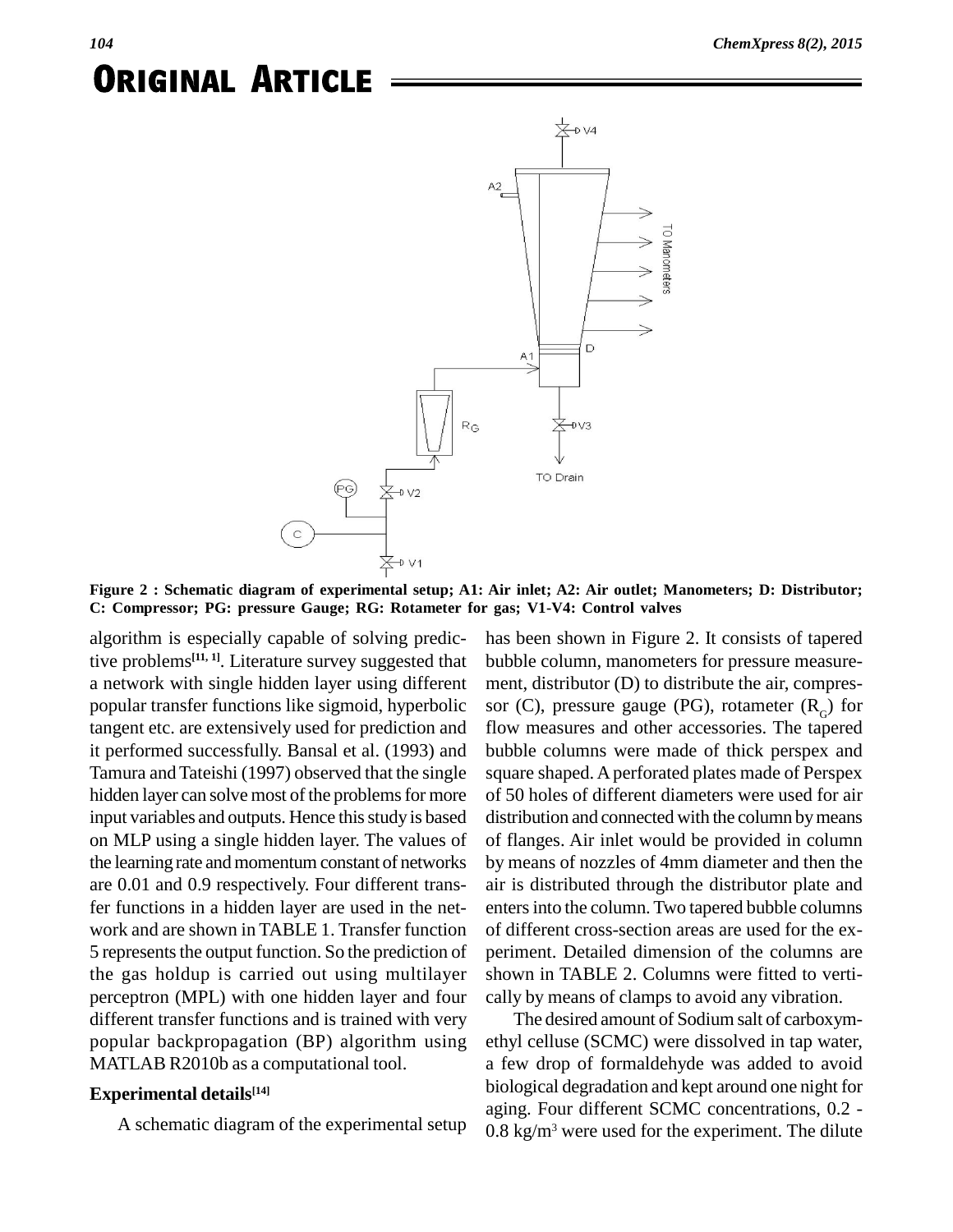V4

A2

TO Manometers

A1

D

$R_G$

V3

TO Drain

PG

V2

C

V1

**Figure 2 : Schematic diagram of experimental setup; A1: Air inlet; A2: Air outlet; Manometers; D: Distributor; C: Compressor; PG: pressure Gauge; RG: Rotameter for gas; V1-V4: Control valves**

algorithm is especially capable of solving predictive problems[11, 1]. Literature survey suggested that a network with single hidden layer using different popular transfer functions like sigmoid, hyperbolic tangent etc. are extensively used for prediction and it performed successfully. Bansal et al. (1993) and Tamura and Tateishi (1997) observed that the single hidden layer can solve most of the problems for more input variables and outputs. Hence this study is based on MLP using a single hidden layer. The values of the learning rate and momentum constant of networks are 0.01 and 0.9 respectively. Four different transfer functions in a hidden layer are used in the network and are shown in TABLE 1. Transfer function 5 represents the output function. So the prediction of the gas holdup is carried out using multilayer perceptron (MPL) with one hidden layer and four different transfer functions and is trained with very popular backpropagation (BP) algorithm using MATLAB R2010b as a computational tool.

## Experimental details[14]

A schematic diagram of the experimental setup has been shown in Figure 2. It consists of tapered bubble column, manometers for pressure measurement, distributor (D) to distribute the air, compressor (C), pressure gauge (PG), rotameter ($R_G$) for flow measures and other accessories. The tapered bubble columns were made of thick perspex and square shaped. A perforated plates made of Perspex of 50 holes of different diameters were used for air distribution and connected with the column by means of flanges. Air inlet would be provided in column by means of nozzles of 4mm diameter and then the air is distributed through the distributor plate and enters into the column. Two tapered bubble columns of different cross-section areas are used for the experiment. Detailed dimension of the columns are shown in TABLE 2. Columns were fitted to vertically by means of clamps to avoid any vibration.

The desired amount of Sodium salt of carboxymethyl celluse (SCMC) were dissolved in tap water, a few drop of formaldehyde was added to avoid biological degradation and kept around one night for aging. Four different SCMC concentrations, 0.2 - 0.8 kg/m$^3$ were used for the experiment. The dilute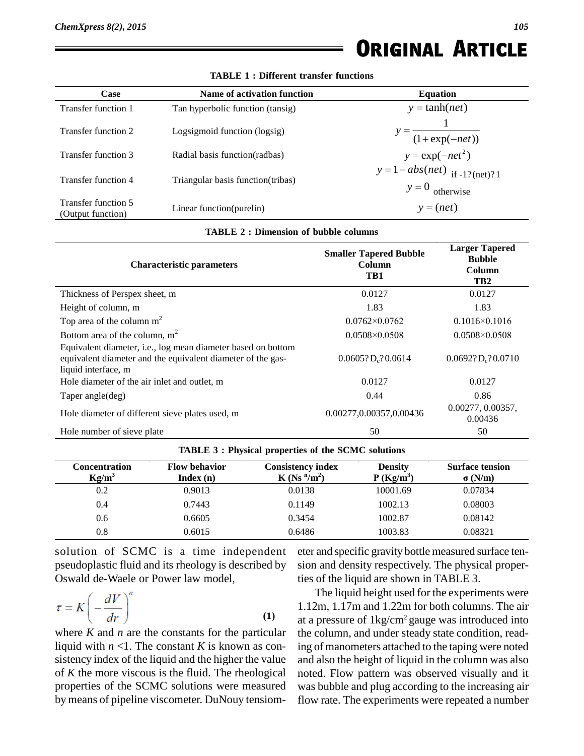**ORIGINAL ARTICLE**

**TABLE 1 : Different transfer functions**

| Case | Name of activation function | Equation |
|---|---|---|
| Transfer function 1 | Tan hyperbolic function (tansig) | $y = \tanh(net)$ |
| Transfer function 2 | Logsigmoid function (logsig) | $y = \dfrac{1}{(1+\exp(-net))}$ |
| Transfer function 3 | Radial basis function(radbas) | $y = \exp(-net^2)$ |
| Transfer function 4 | Triangular basis function(tribas) | $y = 1 - abs(net)$ if -1?(net)?1<br>$y = 0$ otherwise |
| Transfer function 5 (Output function) | Linear function(purelin) | $y = (net)$ |

**TABLE 2 : Dimension of bubble columns**

| Characteristic parameters | Smaller Tapered Bubble Column TB1 | Larger Tapered Bubble Column TB2 |
|---|---|---|
| Thickness of Perspex sheet, m | 0.0127 | 0.0127 |
| Height of column, m | 1.83 | 1.83 |
| Top area of the column $m^2$ | 0.0762×0.0762 | 0.1016×0.1016 |
| Bottom area of the column, $m^2$ | 0.0508×0.0508 | 0.0508×0.0508 |
| Equivalent diameter, i.e., log mean diameter based on bottom equivalent diameter and the equivalent diameter of the gas-liquid interface, m | 0.0605? $D_c$? 0.0614 | 0.0692? $D_c$? 0.0710 |
| Hole diameter of the air inlet and outlet, m | 0.0127 | 0.0127 |
| Taper angle(deg) | 0.44 | 0.86 |
| Hole diameter of different sieve plates used, m | 0.00277,0.00357,0.00436 | 0.00277, 0.00357, 0.00436 |
| Hole number of sieve plate | 50 | 50 |

**TABLE 3 : Physical properties of the SCMC solutions**

| Concentration $Kg/m^3$ | Flow behavior Index (n) | Consistency index K ($Ns^n/m^2$) | Density P ($Kg/m^3$) | Surface tension σ (N/m) |
|---|---|---|---|---|
| 0.2 | 0.9013 | 0.0138 | 10001.69 | 0.07834 |
| 0.4 | 0.7443 | 0.1149 | 1002.13 | 0.08003 |
| 0.6 | 0.6605 | 0.3454 | 1002.87 | 0.08142 |
| 0.8 | 0.6015 | 0.6486 | 1003.83 | 0.08321 |

solution of SCMC is a time independent pseudoplastic fluid and its rheology is described by Oswald de-Waele or Power law model,

$$\tau = K\left(-\frac{dV}{dr}\right)^n \quad (1)$$

where $K$ and $n$ are the constants for the particular liquid with $n < 1$. The constant $K$ is known as consistency index of the liquid and the higher the value of $K$ the more viscous is the fluid. The rheological properties of the SCMC solutions were measured by means of pipeline viscometer. DuNouy tensiometer and specific gravity bottle measured surface tension and density respectively. The physical properties of the liquid are shown in TABLE 3.

The liquid height used for the experiments were 1.12m, 1.17m and 1.22m for both columns. The air at a pressure of 1kg/cm$^2$ gauge was introduced into the column, and under steady state condition, reading of manometers attached to the taping were noted and also the height of liquid in the column was also noted. Flow pattern was observed visually and it was bubble and plug according to the increasing air flow rate. The experiments were repeated a number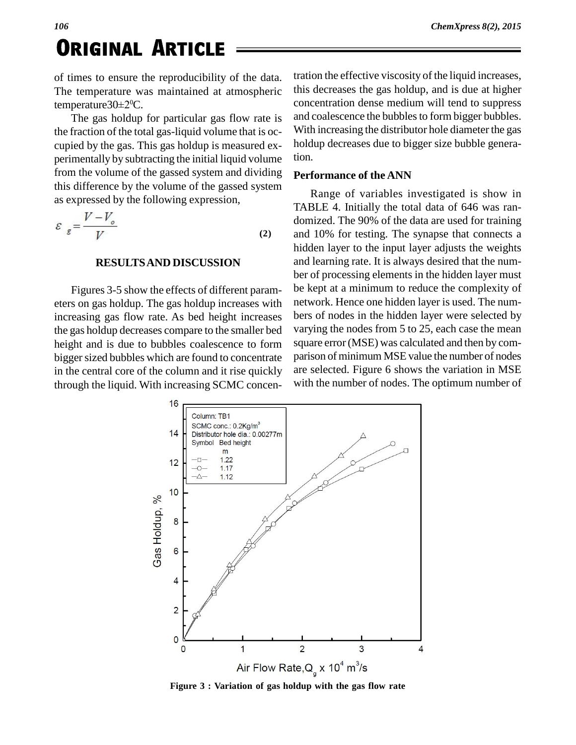of times to ensure the reproducibility of the data. The temperature was maintained at atmospheric temperature30±2$^0$C.

The gas holdup for particular gas flow rate is the fraction of the total gas-liquid volume that is occupied by the gas. This gas holdup is measured experimentally by subtracting the initial liquid volume from the volume of the gassed system and dividing this difference by the volume of the gassed system as expressed by the following expression,

$$\varepsilon_g = \frac{V - V_o}{V} \quad (2)$$

## RESULTS AND DISCUSSION

Figures 3-5 show the effects of different parameters on gas holdup. The gas holdup increases with increasing gas flow rate. As bed height increases the gas holdup decreases compare to the smaller bed height and is due to bubbles coalescence to form bigger sized bubbles which are found to concentrate in the central core of the column and it rise quickly through the liquid. With increasing SCMC concentration the effective viscosity of the liquid increases, this decreases the gas holdup, and is due at higher concentration dense medium will tend to suppress and coalescence the bubbles to form bigger bubbles. With increasing the distributor hole diameter the gas holdup decreases due to bigger size bubble generation.

### Performance of the ANN

Range of variables investigated is show in TABLE 4. Initially the total data of 646 was randomized. The 90% of the data are used for training and 10% for testing. The synapse that connects a hidden layer to the input layer adjusts the weights and learning rate. It is always desired that the number of processing elements in the hidden layer must be kept at a minimum to reduce the complexity of network. Hence one hidden layer is used. The numbers of nodes in the hidden layer were selected by varying the nodes from 5 to 25, each case the mean square error (MSE) was calculated and then by comparison of minimum MSE value the number of nodes are selected. Figure 6 shows the variation in MSE with the number of nodes. The optimum number of

Column: TB1
SCMC conc.: 0.2Kg/m$^3$
Distributor hole dia.: 0.00277m
Symbol Bed height
m
1.22
1.17
1.12

Gas Holdup, %
Air Flow Rate, $Q_g$ x $10^4$ $m^3/s$

**Figure 3 : Variation of gas holdup with the gas flow rate**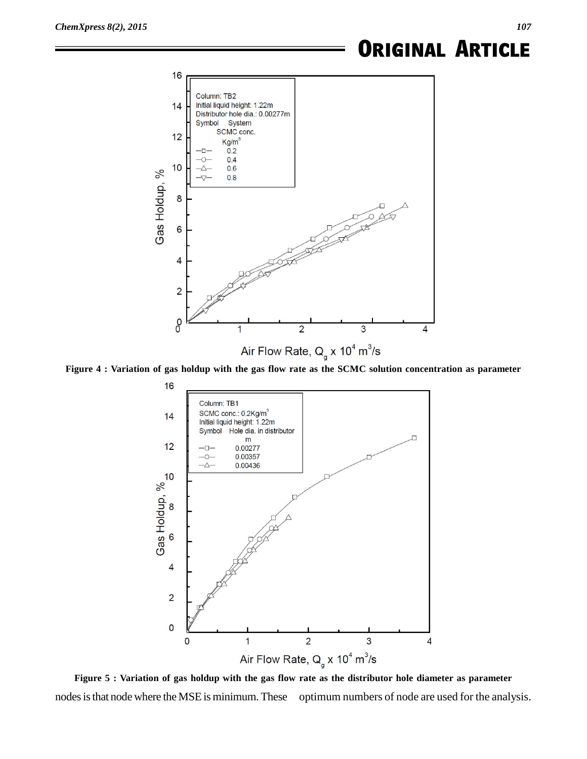Column: TB2
Initial liquid height: 1.22m
Distributor hole dia.: 0.00277m
Symbol System
SCMC conc.
Kg/m$^3$
0.2
0.4
0.6
0.8

Gas Holdup, %

Air Flow Rate, $Q_g \times 10^4$ m$^3$/s

**Figure 4 : Variation of gas holdup with the gas flow rate as the SCMC solution concentration as parameter**

Column: TB1
SCMC conc.: 0.2Kg/m$^3$
Initial liquid height: 1.22m
Symbol Hole dia. in distributor
m
0.00277
0.00357
0.00436

Gas Holdup, %

Air Flow Rate, $Q_g \times 10^4$ m$^3$/s

**Figure 5 : Variation of gas holdup with the gas flow rate as the distributor hole diameter as parameter**

nodes is that node where the MSE is minimum. These optimum numbers of node are used for the analysis.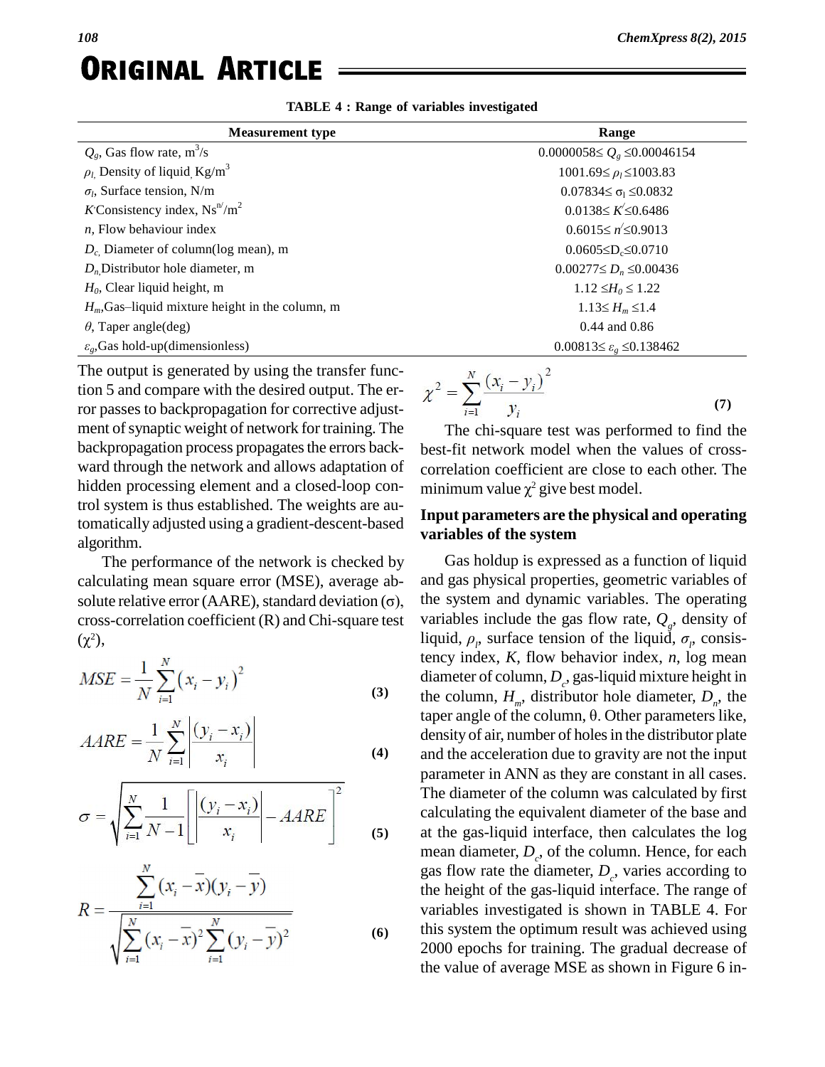TABLE 4 : Range of variables investigated

| Measurement type | Range |
|---|---|
| $Q_g$, Gas flow rate, $m^3/s$ | $0.0000058 \leq Q_g \leq 0.00046154$ |
| $\rho_l$, Density of liquid, $Kg/m^3$ | $1001.69 \leq \rho_l \leq 1003.83$ |
| $\sigma_l$, Surface tension, N/m | $0.07834 \leq \sigma_l \leq 0.0832$ |
| $K'$Consistency index, $Ns^{n'}/m^2$ | $0.0138 \leq K' \leq 0.6486$ |
| $n$, Flow behaviour index | $0.6015 \leq n' \leq 0.9013$ |
| $D_c$, Diameter of column(log mean), m | $0.0605 \leq D_c \leq 0.0710$ |
| $D_n$, Distributor hole diameter, m | $0.00277 \leq D_n \leq 0.00436$ |
| $H_0$, Clear liquid height, m | $1.12 \leq H_0 \leq 1.22$ |
| $H_m$, Gas–liquid mixture height in the column, m | $1.13 \leq H_m \leq 1.4$ |
| $\theta$, Taper angle(deg) | 0.44 and 0.86 |
| $\varepsilon_g$, Gas hold-up(dimensionless) | $0.00813 \leq \varepsilon_g \leq 0.138462$ |

The output is generated by using the transfer function 5 and compare with the desired output. The error passes to backpropagation for corrective adjustment of synaptic weight of network for training. The backpropagation process propagates the errors backward through the network and allows adaptation of hidden processing element and a closed-loop control system is thus established. The weights are automatically adjusted using a gradient-descent-based algorithm.

The performance of the network is checked by calculating mean square error (MSE), average absolute relative error (AARE), standard deviation ($\sigma$), cross-correlation coefficient (R) and Chi-square test ($\chi^2$),

$$MSE = \frac{1}{N}\sum_{i=1}^{N}(x_i - y_i)^2 \quad (3)$$

$$AARE = \frac{1}{N}\sum_{i=1}^{N}\left|\frac{(y_i - x_i)}{x_i}\right| \quad (4)$$

$$\sigma = \sqrt{\sum_{i=1}^{N}\frac{1}{N-1}\left[\left|\frac{(y_i - x_i)}{x_i}\right| - AARE\right]^2} \quad (5)$$

$$R = \frac{\sum_{i=1}^{N}(x_i - \bar{x})(y_i - \bar{y})}{\sqrt{\sum_{i=1}^{N}(x_i - \bar{x})^2 \sum_{i=1}^{N}(y_i - \bar{y})^2}} \quad (6)$$

$$\chi^2 = \sum_{i=1}^{N}\frac{(x_i - y_i)^2}{y_i} \quad (7)$$

The chi-square test was performed to find the best-fit network model when the values of cross-correlation coefficient are close to each other. The minimum value $\chi^2$ give best model.

### Input parameters are the physical and operating variables of the system

Gas holdup is expressed as a function of liquid and gas physical properties, geometric variables of the system and dynamic variables. The operating variables include the gas flow rate, $Q_g$, density of liquid, $\rho_l$, surface tension of the liquid, $\sigma_l$, consistency index, $K$, flow behavior index, $n$, log mean diameter of column, $D_c$, gas-liquid mixture height in the column, $H_m$, distributor hole diameter, $D_n$, the taper angle of the column, $\theta$. Other parameters like, density of air, number of holes in the distributor plate and the acceleration due to gravity are not the input parameter in ANN as they are constant in all cases. The diameter of the column was calculated by first calculating the equivalent diameter of the base and at the gas-liquid interface, then calculates the log mean diameter, $D_c$, of the column. Hence, for each gas flow rate the diameter, $D_c$, varies according to the height of the gas-liquid interface. The range of variables investigated is shown in TABLE 4. For this system the optimum result was achieved using 2000 epochs for training. The gradual decrease of the value of average MSE as shown in Figure 6 in-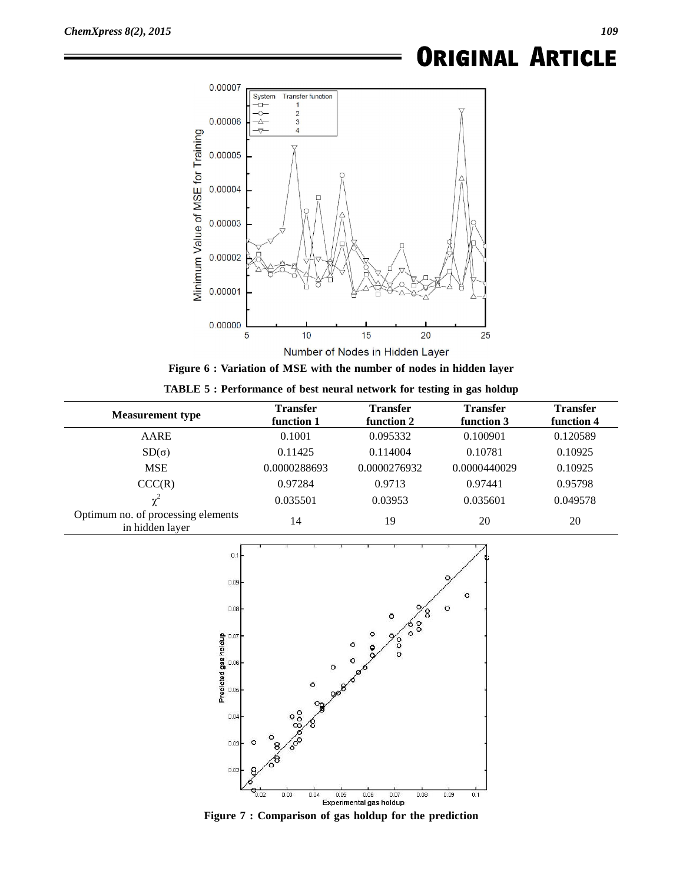# ORIGINAL ARTICLE

0.00007
0.00006
0.00005
0.00004
0.00003
0.00002
0.00001
0.00000

Minimum Value of MSE for Training

System Transfer function
1
2
3
4

5 10 15 20 25

Number of Nodes in Hidden Layer

**Figure 6 : Variation of MSE with the number of nodes in hidden layer**

**TABLE 5 : Performance of best neural network for testing in gas holdup**

| Measurement type | Transfer function 1 | Transfer function 2 | Transfer function 3 | Transfer function 4 |
|---|---|---|---|---|
| AARE | 0.1001 | 0.095332 | 0.100901 | 0.120589 |
| SD($\sigma$) | 0.11425 | 0.114004 | 0.10781 | 0.10925 |
| MSE | 0.0000288693 | 0.0000276932 | 0.0000440029 | 0.10925 |
| CCC(R) | 0.97284 | 0.9713 | 0.97441 | 0.95798 |
| $\chi^2$ | 0.035501 | 0.03953 | 0.035601 | 0.049578 |
| Optimum no. of processing elements in hidden layer | 14 | 19 | 20 | 20 |

0.1
0.09
0.08
0.07
0.06
0.05
0.04
0.03
0.02

Predicted gas holdup

0.02 0.03 0.04 0.05 0.06 0.07 0.08 0.09 0.1

Experimental gas holdup

**Figure 7 : Comparison of gas holdup for the prediction**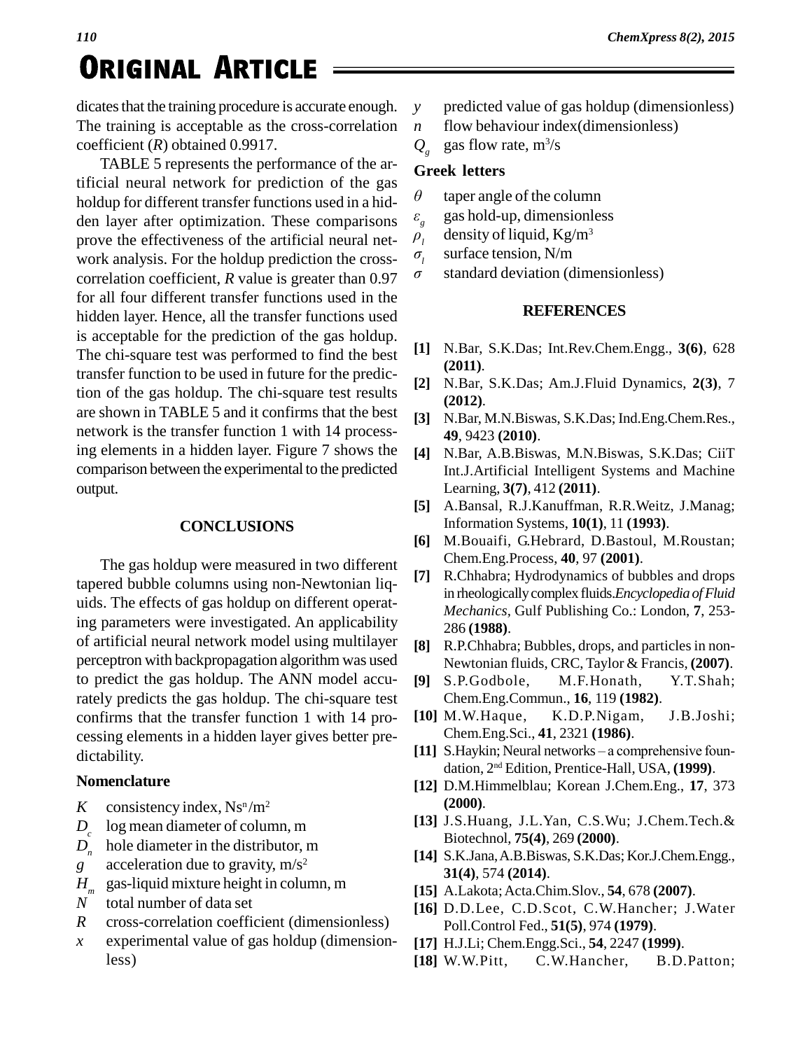dicates that the training procedure is accurate enough. The training is acceptable as the cross-correlation coefficient ($R$) obtained 0.9917.

TABLE 5 represents the performance of the artificial neural network for prediction of the gas holdup for different transfer functions used in a hidden layer after optimization. These comparisons prove the effectiveness of the artificial neural network analysis. For the holdup prediction the cross-correlation coefficient, $R$ value is greater than 0.97 for all four different transfer functions used in the hidden layer. Hence, all the transfer functions used is acceptable for the prediction of the gas holdup. The chi-square test was performed to find the best transfer function to be used in future for the prediction of the gas holdup. The chi-square test results are shown in TABLE 5 and it confirms that the best network is the transfer function 1 with 14 processing elements in a hidden layer. Figure 7 shows the comparison between the experimental to the predicted output.

## CONCLUSIONS

The gas holdup were measured in two different tapered bubble columns using non-Newtonian liquids. The effects of gas holdup on different operating parameters were investigated. An applicability of artificial neural network model using multilayer perceptron with backpropagation algorithm was used to predict the gas holdup. The ANN model accurately predicts the gas holdup. The chi-square test confirms that the transfer function 1 with 14 processing elements in a hidden layer gives better predictability.

### Nomenclature

- $K$ consistency index, $Ns^n/m^2$
- $D_c$ log mean diameter of column, m
- $D_n$ hole diameter in the distributor, m
- $g$ acceleration due to gravity, $m/s^2$
- $H_m$ gas-liquid mixture height in column, m
- $N$ total number of data set
- $R$ cross-correlation coefficient (dimensionless)
- $x$ experimental value of gas holdup (dimensionless)
- $y$ predicted value of gas holdup (dimensionless)
- $n$ flow behaviour index(dimensionless)
- $Q_g$ gas flow rate, $m^3/s$

### Greek letters

- $\theta$ taper angle of the column
- $\varepsilon_g$ gas hold-up, dimensionless
- $\rho_l$ density of liquid, $Kg/m^3$
- $\sigma_l$ surface tension, N/m
- $\sigma$ standard deviation (dimensionless)

## REFERENCES

[1] N.Bar, S.K.Das; Int.Rev.Chem.Engg., **3(6)**, 628 **(2011)**.

[2] N.Bar, S.K.Das; Am.J.Fluid Dynamics, **2(3)**, 7 **(2012)**.

[3] N.Bar, M.N.Biswas, S.K.Das; Ind.Eng.Chem.Res., **49**, 9423 **(2010)**.

[4] N.Bar, A.B.Biswas, M.N.Biswas, S.K.Das; CiiT Int.J.Artificial Intelligent Systems and Machine Learning, **3(7)**, 412 **(2011)**.

[5] A.Bansal, R.J.Kanuffman, R.R.Weitz, J.Manag; Information Systems, **10(1)**, 11 **(1993)**.

[6] M.Bouaifi, G.Hebrard, D.Bastoul, M.Roustan; Chem.Eng.Process, **40**, 97 **(2001)**.

[7] R.Chhabra; Hydrodynamics of bubbles and drops in rheologically complex fluids.*Encyclopedia of Fluid Mechanics*, Gulf Publishing Co.: London, **7**, 253-286 **(1988)**.

[8] R.P.Chhabra; Bubbles, drops, and particles in non-Newtonian fluids, CRC, Taylor & Francis, **(2007)**.

[9] S.P.Godbole, M.F.Honath, Y.T.Shah; Chem.Eng.Commun., **16**, 119 **(1982)**.

[10] M.W.Haque, K.D.P.Nigam, J.B.Joshi; Chem.Eng.Sci., **41**, 2321 **(1986)**.

[11] S.Haykin; Neural networks – a comprehensive foundation, 2nd Edition, Prentice-Hall, USA, **(1999)**.

[12] D.M.Himmelblau; Korean J.Chem.Eng., **17**, 373 **(2000)**.

[13] J.S.Huang, J.L.Yan, C.S.Wu; J.Chem.Tech.& Biotechnol, **75(4)**, 269 **(2000)**.

[14] S.K.Jana, A.B.Biswas, S.K.Das; Kor.J.Chem.Engg., **31(4)**, 574 **(2014)**.

[15] A.Lakota; Acta.Chim.Slov., **54**, 678 **(2007)**.

[16] D.D.Lee, C.D.Scot, C.W.Hancher; J.Water Poll.Control Fed., **51(5)**, 974 **(1979)**.

[17] H.J.Li; Chem.Engg.Sci., **54**, 2247 **(1999)**.

[18] W.W.Pitt, C.W.Hancher, B.D.Patton;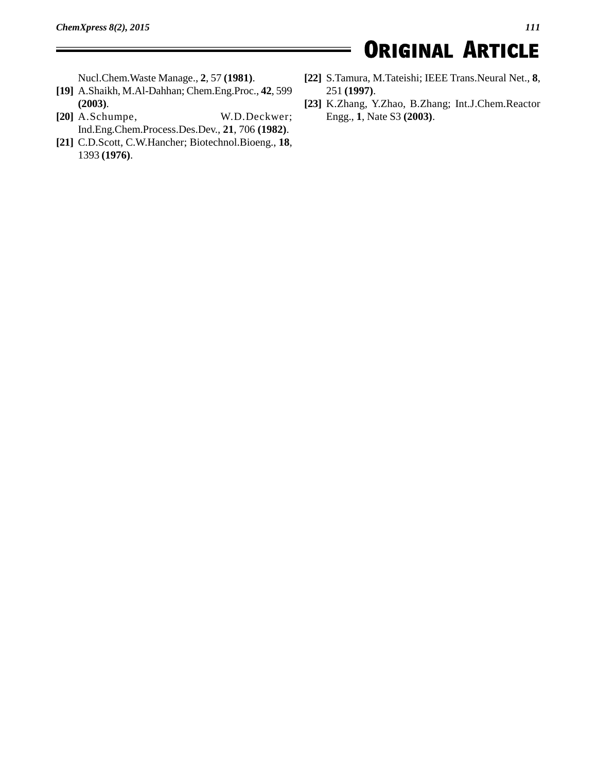Nucl.Chem.Waste Manage., **2**, 57 **(1981)**.

[19] A.Shaikh, M.Al-Dahhan; Chem.Eng.Proc., **42**, 599 **(2003)**.

[20] A.Schumpe, W.D.Deckwer; Ind.Eng.Chem.Process.Des.Dev., **21**, 706 **(1982)**.

[21] C.D.Scott, C.W.Hancher; Biotechnol.Bioeng., **18**, 1393 **(1976)**.

[22] S.Tamura, M.Tateishi; IEEE Trans.Neural Net., **8**, 251 **(1997)**.

[23] K.Zhang, Y.Zhao, B.Zhang; Int.J.Chem.Reactor Engg., **1**, Nate S3 **(2003)**.